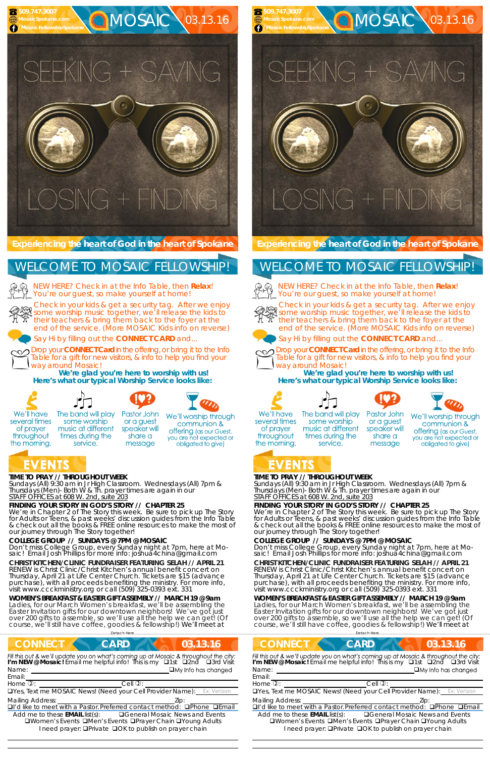509.747.3007
MosaicSpokane.com
/MosaicFellowshipSpokane

# MOSAIC 03.13.16

SEEKING + SAVING

LOSING + FINDING

**Experiencing the heart of God in the heart of Spokane**

## WELCOME TO MOSAIC FELLOWSHIP!

NEW HERE? Check in at the Info Table, then **Relax**! You're our guest, so make yourself at home!

Check in your kids & get a security tag. After we enjoy some worship music together, we'll release the kids to their teachers & bring them back to the foyer at the end of the service. (More MOSAIC Kids info on reverse)

Say Hi by filling out the **CONNECTCard** and...

Drop your **CONNECTCard** in the offering, or bring it to the Info Table for a gift for new visitors, & info to help you find your way around Mosaic!

**We're glad you're here to worship with us!**
**Here's what our typical Worship Service looks like:**

We'll have several times of prayer throughout the morning.

The band will play some worship music at different times during the service.

Pastor John or a guest speaker will share a message

We'll worship through communion & offering (as our Guest, you are not expected or obligated to give)

## EVENTS

**TIME TO PRAY // THROUGHOUT WEEK**
Sundays (All) 9:30 am in Jr High Classroom. Wednesdays (All) 7pm & Thursdays (Men)- Both W & Th. prayer times are again in our STAFF OFFICES at 608 W. 2nd, suite 203

**FINDING YOUR STORY IN GOD'S STORY // CHAPTER 25**
We're in Chapter 2 of The Story this week. Be sure to pick up The Story for Adults or Teens, & past weeks' discussion guides from the Info Table & check out all the books & FREE online resources to make the most of our journey through The Story together!

**COLLEGE GROUP // SUNDAYS @ 7PM @ MOSAIC**
Don't miss College Group, every Sunday night at 7pm, here at Mosaic! Email Josh Phillips for more info: joshua4china@gmail.com

**CHRIST KITCHEN/CLINIC FUNDRAISER FEATURING SELAH // APRIL 21**
RENEW is Christ Clinic/Christ Kitchen's annual benefit concert on Thursday, April 21 at Life Center Church. Tickets are $15 (advance purchase), with all proceeds benefiting the ministry. For more info, visit www.cccministry.org or call (509) 325-0393 ext. 331

**WOMEN'S BREAKFAST & EASTER GIFT ASSEMBLY // MARCH 19 @ 9am**
Ladies, for our March Women's breakfast, we'll be assembling the Easter Invitation gifts for our downtown neighbors! We've got just over 200 gifts to assemble, so we'll use all the help we can get! (Of course, we'll still have coffee, goodies & fellowship!) We'll meet at

Detach Here

## CONNECT CARD 03.13.16

*Fill this out & we'll update you on what's coming up at Mosaic & throughout the city:*
**I'm NEW @ Mosaic!** Email me helpful info! This is my ❑1st ❑2nd ❑3rd Visit

Name: ____________________ ❑My Info has changed

Email: ____________________

Home: ____________ Cell: ____________

❑Yes, Text me MOSAIC News! (Need your Cell Provider Name): Ex: Verizon

Mailing Address: ____________ Zip: ______

❑I'd like to meet with a Pastor. Preferred contact method: ❑Phone ❑Email

Add me to these **EMAIL** list(s): ❑General Mosaic News and Events ❑Women's Events ❑Men's Events ❑Prayer Chain ❑Young Adults

I need prayer: ❑Private ❑OK to publish on prayer chain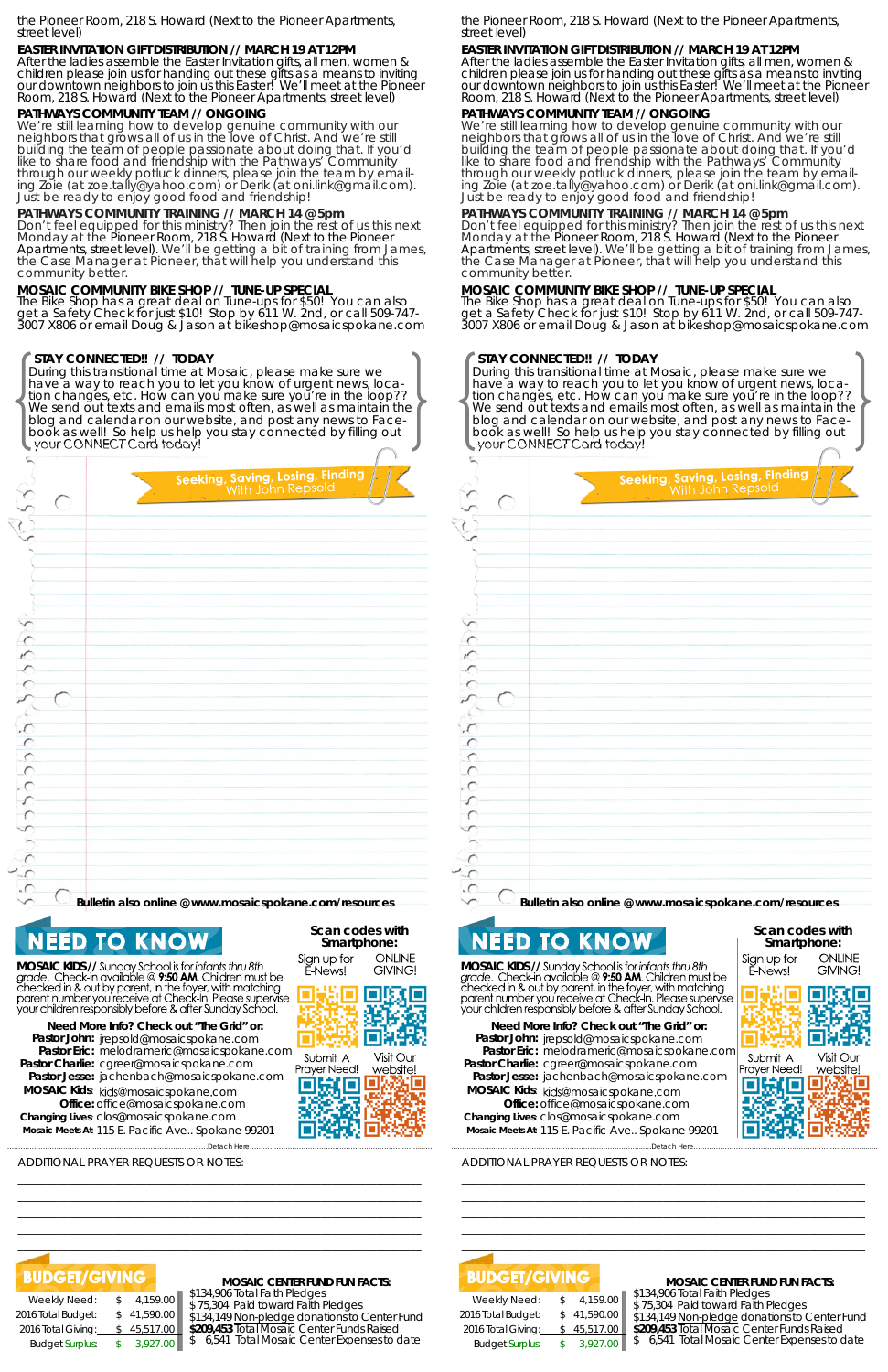the Pioneer Room, 218 S. Howard (Next to the Pioneer Apartments, street level)

**EASTER INVITATION GIFT DISTRIBUTION // MARCH 19 AT 12PM**
After the ladies assemble the Easter Invitation gifts, all men, women & children please join us for handing out these gifts as a means to inviting our downtown neighbors to join us this Easter! We'll meet at the Pioneer Room, 218 S. Howard (Next to the Pioneer Apartments, street level)

**PATHWAYS COMMUNITY TEAM // ONGOING**
We're still learning how to develop genuine community with our neighbors that grows all of us in the love of Christ. And we're still building the team of people passionate about doing that. If you'd like to share food and friendship with the Pathways' Community through our weekly potluck dinners, please join the team by emailing Zoie (at zoe.tally@yahoo.com) or Derik (at oni.link@gmail.com). Just be ready to enjoy good food and friendship!

**PATHWAYS COMMUNITY TRAINING // MARCH 14 @ 5pm**
Don't feel equipped for this ministry? Then join the rest of us this next Monday at the Pioneer Room, 218 S. Howard (Next to the Pioneer Apartments, street level). We'll be getting a bit of training from James, the Case Manager at Pioneer, that will help you understand this community better.

**MOSAIC COMMUNITY BIKE SHOP // TUNE-UP SPECIAL**
The Bike Shop has a great deal on Tune-ups for $50! You can also get a Safety Check for just $10! Stop by 611 W. 2nd, or call 509-747-3007 X806 or email Doug & Jason at bikeshop@mosaicspokane.com

**STAY CONNECTED!! // TODAY**
During this transitional time at Mosaic, please make sure we have a way to reach you to let you know of urgent news, location changes, etc. How can you make sure you're in the loop?? We send out texts and emails most often, as well as maintain the blog and calendar on our website, and post any news to Facebook as well! So help us help you stay connected by filling out your CONNECT Card today!

**Seeking, Saving, Losing, Finding**
With John Repsold

**Bulletin also online @www.mosaicspokane.com/resources**

## NEED TO KNOW

**MOSAIC KIDS //** Sunday School is for infants thru 8th grade. Check-in available @ **9:50 AM**. Children must be checked in & out by parent, in the foyer, with matching parent number you receive at Check-In. Please supervise your children responsibly before & after Sunday School.

**Need More Info? Check out "The Grid" or:**
**Pastor John:** jrepsold@mosaicspokane.com
**Pastor Eric:** melodrameric@mosaicspokane.com
**Pastor Charlie:** cgreer@mosaicspokane.com
**Pastor Jesse:** jachenbach@mosaicspokane.com
**MOSAIC Kids:** kids@mosaicspokane.com
**Office:** office@mosaicspokane.com
**Changing Lives:** clos@mosaicspokane.com
**Mosaic Meets At:** 115 E. Pacific Ave., Spokane 99201

**Scan codes with Smartphone:**
Sign up for E-News! — ONLINE GIVING! — Submit A Prayer Need! — Visit Our website!

Detach Here

ADDITIONAL PRAYER REQUESTS OR NOTES:

## BUDGET/GIVING

| | | |
|---|---|---|
| Weekly Need: | $ | 4,159.00 |
| 2016 Total Budget: | $ | 41,590.00 |
| 2016 Total Giving: | $ | 45,517.00 |
| Budget Surplus: | $ | 3,927.00 |

**MOSAIC CENTER FUND FUN FACTS:**
$134,906 Total Faith Pledges
$ 75,304 Paid toward Faith Pledges
$134,149 Non-pledge donations to Center Fund
**$209,453** Total Mosaic Center Funds Raised
$ 6,541 Total Mosaic Center Expenses to date